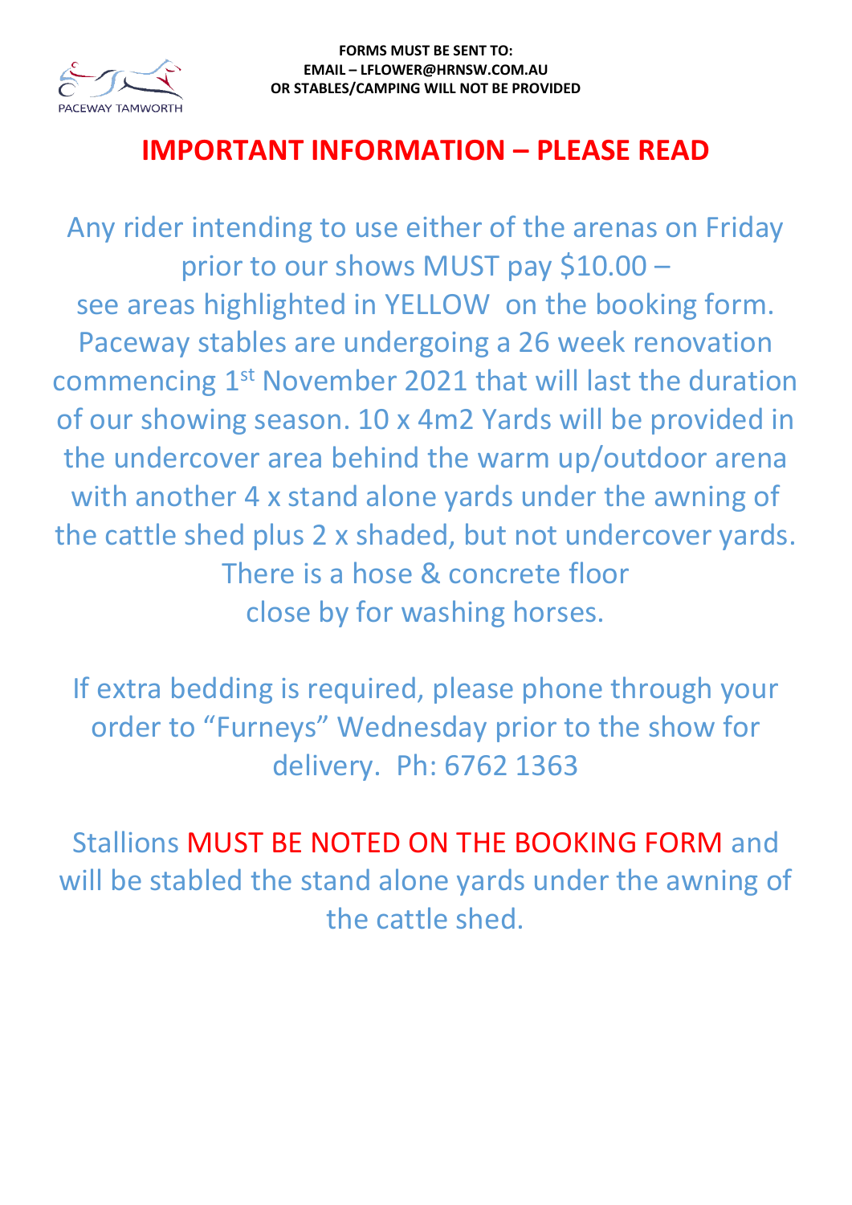PACEWAY TAMWORTH

**FORMS MUST BE SENT TO:**
**EMAIL – LFLOWER@HRNSW.COM.AU**
**OR STABLES/CAMPING WILL NOT BE PROVIDED**

## IMPORTANT INFORMATION – PLEASE READ

Any rider intending to use either of the arenas on Friday prior to our shows MUST pay $10.00 – see areas highlighted in YELLOW on the booking form. Paceway stables are undergoing a 26 week renovation commencing 1st November 2021 that will last the duration of our showing season. 10 x 4m2 Yards will be provided in the undercover area behind the warm up/outdoor arena with another 4 x stand alone yards under the awning of the cattle shed plus 2 x shaded, but not undercover yards. There is a hose & concrete floor close by for washing horses.

If extra bedding is required, please phone through your order to “Furneys” Wednesday prior to the show for delivery. Ph: 6762 1363

Stallions MUST BE NOTED ON THE BOOKING FORM and will be stabled the stand alone yards under the awning of the cattle shed.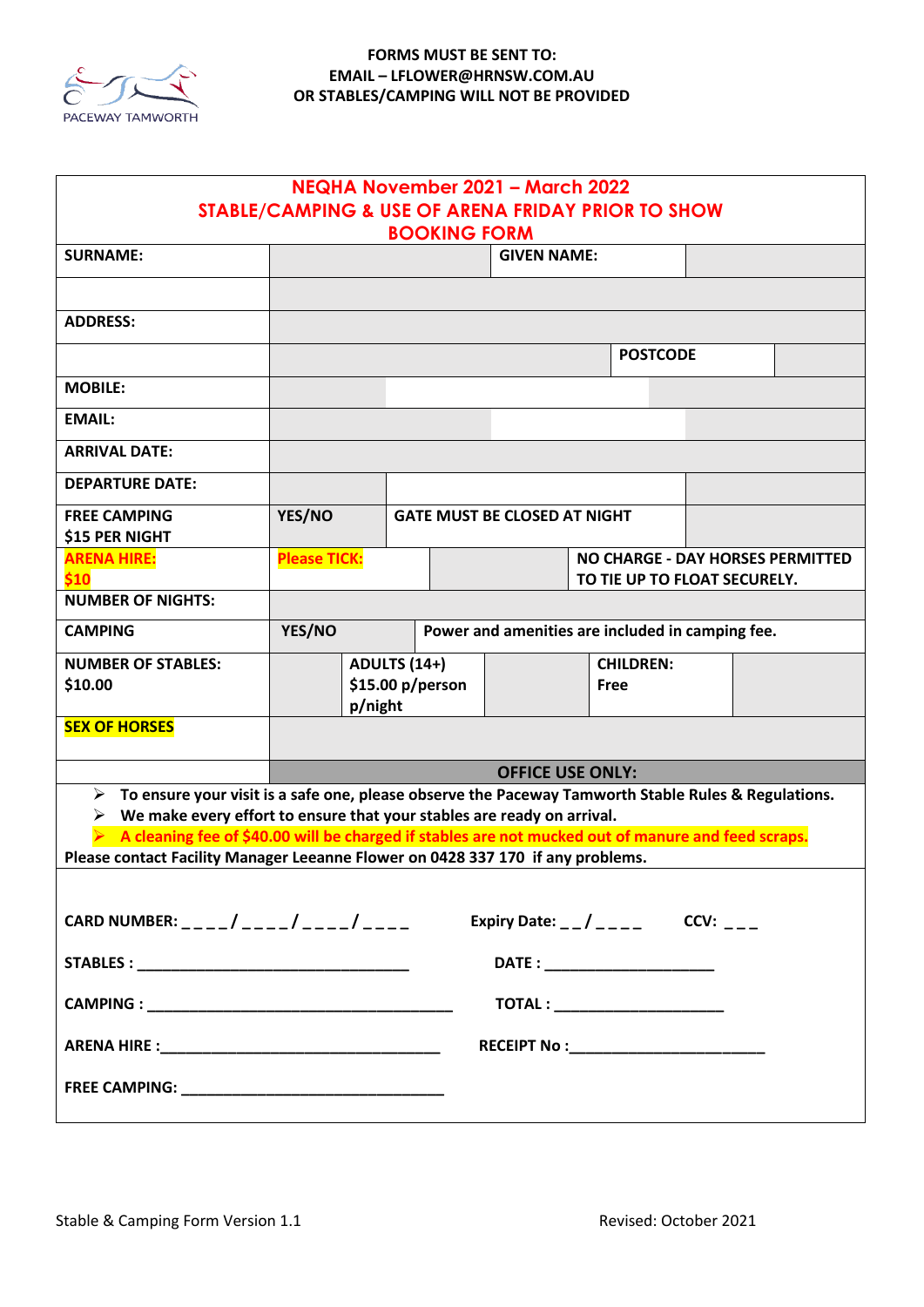PACEWAY TAMWORTH

**FORMS MUST BE SENT TO:**
**EMAIL – LFLOWER@HRNSW.COM.AU**
**OR STABLES/CAMPING WILL NOT BE PROVIDED**

## NEQHA November 2021 – March 2022
## STABLE/CAMPING & USE OF ARENA FRIDAY PRIOR TO SHOW
## BOOKING FORM

| | | | | | |
|---|---|---|---|---|---|
| **SURNAME:** | | **GIVEN NAME:** | | | |
| | | | | | |
| **ADDRESS:** | | | | | |
| | | | **POSTCODE** | | |
| **MOBILE:** | | | | | |
| **EMAIL:** | | | | | |
| **ARRIVAL DATE:** | | | | | |
| **DEPARTURE DATE:** | | | | | |
| **FREE CAMPING $15 PER NIGHT** | **YES/NO** | **GATE MUST BE CLOSED AT NIGHT** | | | |
| **ARENA HIRE: $10** | **Please TICK:** | | **NO CHARGE - DAY HORSES PERMITTED TO TIE UP TO FLOAT SECURELY.** | | |
| **NUMBER OF NIGHTS:** | | | | | |
| **CAMPING** | **YES/NO** | **Power and amenities are included in camping fee.** | | | |
| **NUMBER OF STABLES: $10.00** | | **ADULTS (14+) $15.00 p/person p/night** | | **CHILDREN: Free** | |
| **SEX OF HORSES** | | | | | |
| | **OFFICE USE ONLY:** | | | | |

- **To ensure your visit is a safe one, please observe the Paceway Tamworth Stable Rules & Regulations.**
- **We make every effort to ensure that your stables are ready on arrival.**
- **A cleaning fee of $40.00 will be charged if stables are not mucked out of manure and feed scraps.**

**Please contact Facility Manager Leeanne Flower on 0428 337 170 if any problems.**

**CARD NUMBER:** _ _ _ _/ _ _ _ _/ _ _ _ _/ _ _ _ _ **Expiry Date:** _ _/ _ _ _ _ **CCV:** _ _ _

**STABLES :** ________________________________ **DATE :** ____________________

**CAMPING :** ____________________________________ **TOTAL :** ____________________

**ARENA HIRE :**_________________________________ **RECEIPT No :**_______________________

**FREE CAMPING:** _______________________________

Stable & Camping Form Version 1.1 Revised: October 2021